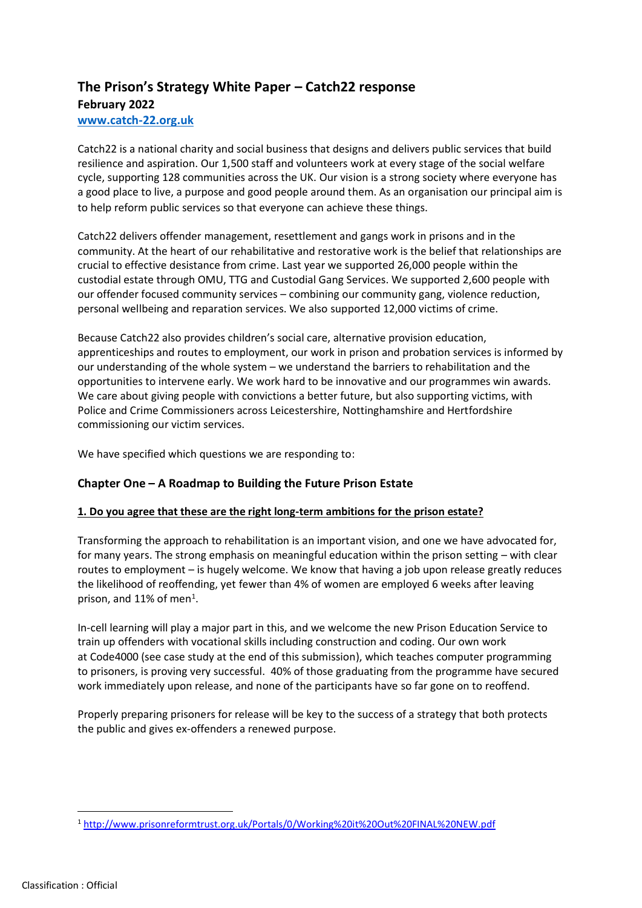# The Prison's Strategy White Paper – Catch22 response

**February 2022**

**www.catch-22.org.uk**

Catch22 is a national charity and social business that designs and delivers public services that build resilience and aspiration. Our 1,500 staff and volunteers work at every stage of the social welfare cycle, supporting 128 communities across the UK. Our vision is a strong society where everyone has a good place to live, a purpose and good people around them. As an organisation our principal aim is to help reform public services so that everyone can achieve these things.

Catch22 delivers offender management, resettlement and gangs work in prisons and in the community. At the heart of our rehabilitative and restorative work is the belief that relationships are crucial to effective desistance from crime. Last year we supported 26,000 people within the custodial estate through OMU, TTG and Custodial Gang Services. We supported 2,600 people with our offender focused community services – combining our community gang, violence reduction, personal wellbeing and reparation services. We also supported 12,000 victims of crime.

Because Catch22 also provides children's social care, alternative provision education, apprenticeships and routes to employment, our work in prison and probation services is informed by our understanding of the whole system – we understand the barriers to rehabilitation and the opportunities to intervene early. We work hard to be innovative and our programmes win awards. We care about giving people with convictions a better future, but also supporting victims, with Police and Crime Commissioners across Leicestershire, Nottinghamshire and Hertfordshire commissioning our victim services.

We have specified which questions we are responding to:

## Chapter One – A Roadmap to Building the Future Prison Estate

### 1. Do you agree that these are the right long-term ambitions for the prison estate?

Transforming the approach to rehabilitation is an important vision, and one we have advocated for, for many years. The strong emphasis on meaningful education within the prison setting – with clear routes to employment – is hugely welcome. We know that having a job upon release greatly reduces the likelihood of reoffending, yet fewer than 4% of women are employed 6 weeks after leaving prison, and 11% of men[1].

In-cell learning will play a major part in this, and we welcome the new Prison Education Service to train up offenders with vocational skills including construction and coding. Our own work at Code4000 (see case study at the end of this submission), which teaches computer programming to prisoners, is proving very successful. 40% of those graduating from the programme have secured work immediately upon release, and none of the participants have so far gone on to reoffend.

Properly preparing prisoners for release will be key to the success of a strategy that both protects the public and gives ex-offenders a renewed purpose.

[1] http://www.prisonreformtrust.org.uk/Portals/0/Working%20it%20Out%20FINAL%20NEW.pdf

Classification : Official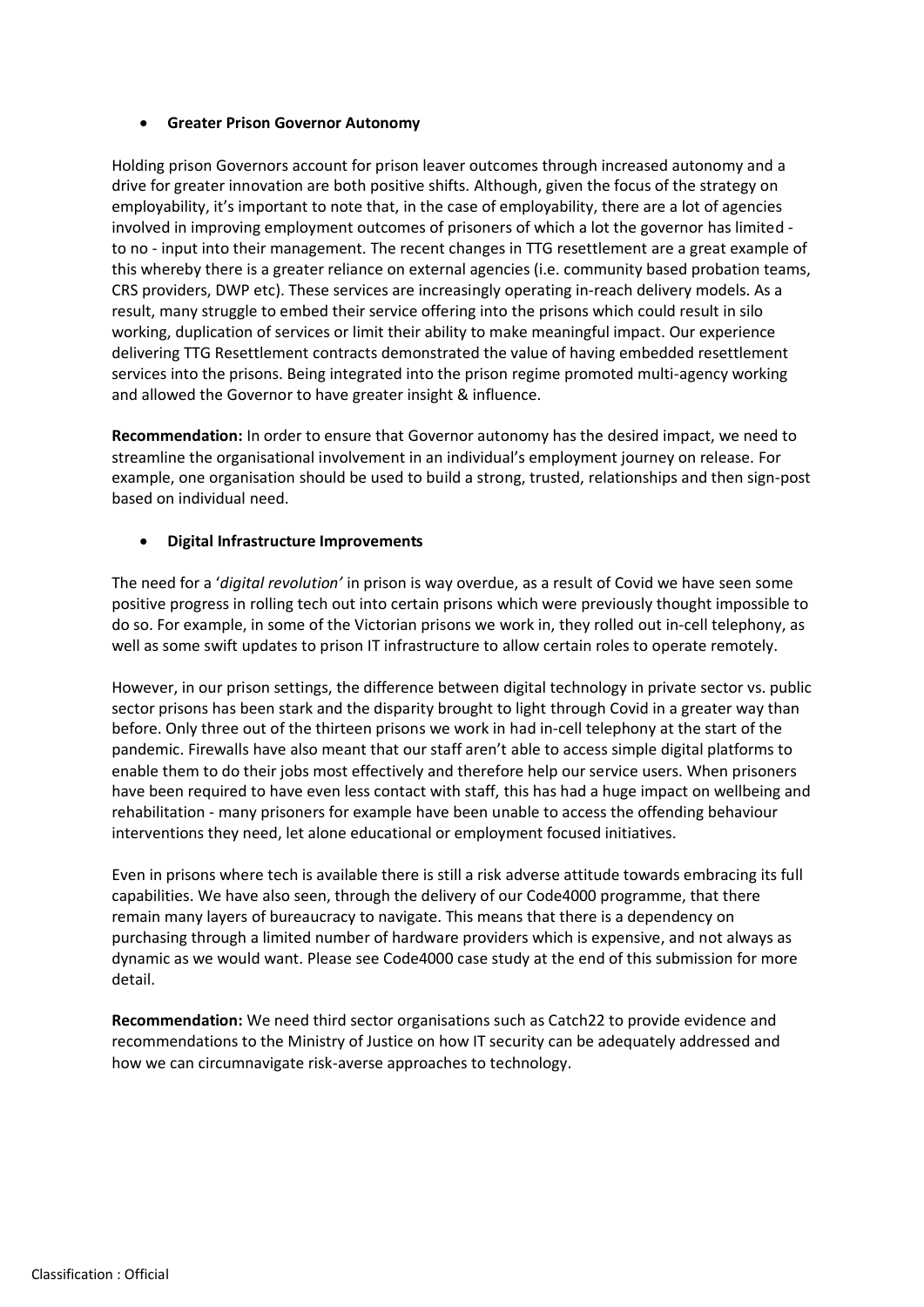- **Greater Prison Governor Autonomy**

Holding prison Governors account for prison leaver outcomes through increased autonomy and a drive for greater innovation are both positive shifts. Although, given the focus of the strategy on employability, it's important to note that, in the case of employability, there are a lot of agencies involved in improving employment outcomes of prisoners of which a lot the governor has limited - to no - input into their management. The recent changes in TTG resettlement are a great example of this whereby there is a greater reliance on external agencies (i.e. community based probation teams, CRS providers, DWP etc). These services are increasingly operating in-reach delivery models. As a result, many struggle to embed their service offering into the prisons which could result in silo working, duplication of services or limit their ability to make meaningful impact. Our experience delivering TTG Resettlement contracts demonstrated the value of having embedded resettlement services into the prisons. Being integrated into the prison regime promoted multi-agency working and allowed the Governor to have greater insight & influence.

**Recommendation:** In order to ensure that Governor autonomy has the desired impact, we need to streamline the organisational involvement in an individual's employment journey on release. For example, one organisation should be used to build a strong, trusted, relationships and then sign-post based on individual need.

- **Digital Infrastructure Improvements**

The need for a '*digital revolution'* in prison is way overdue, as a result of Covid we have seen some positive progress in rolling tech out into certain prisons which were previously thought impossible to do so. For example, in some of the Victorian prisons we work in, they rolled out in-cell telephony, as well as some swift updates to prison IT infrastructure to allow certain roles to operate remotely.

However, in our prison settings, the difference between digital technology in private sector vs. public sector prisons has been stark and the disparity brought to light through Covid in a greater way than before. Only three out of the thirteen prisons we work in had in-cell telephony at the start of the pandemic. Firewalls have also meant that our staff aren't able to access simple digital platforms to enable them to do their jobs most effectively and therefore help our service users. When prisoners have been required to have even less contact with staff, this has had a huge impact on wellbeing and rehabilitation - many prisoners for example have been unable to access the offending behaviour interventions they need, let alone educational or employment focused initiatives.

Even in prisons where tech is available there is still a risk adverse attitude towards embracing its full capabilities. We have also seen, through the delivery of our Code4000 programme, that there remain many layers of bureaucracy to navigate. This means that there is a dependency on purchasing through a limited number of hardware providers which is expensive, and not always as dynamic as we would want. Please see Code4000 case study at the end of this submission for more detail.

**Recommendation:** We need third sector organisations such as Catch22 to provide evidence and recommendations to the Ministry of Justice on how IT security can be adequately addressed and how we can circumnavigate risk-averse approaches to technology.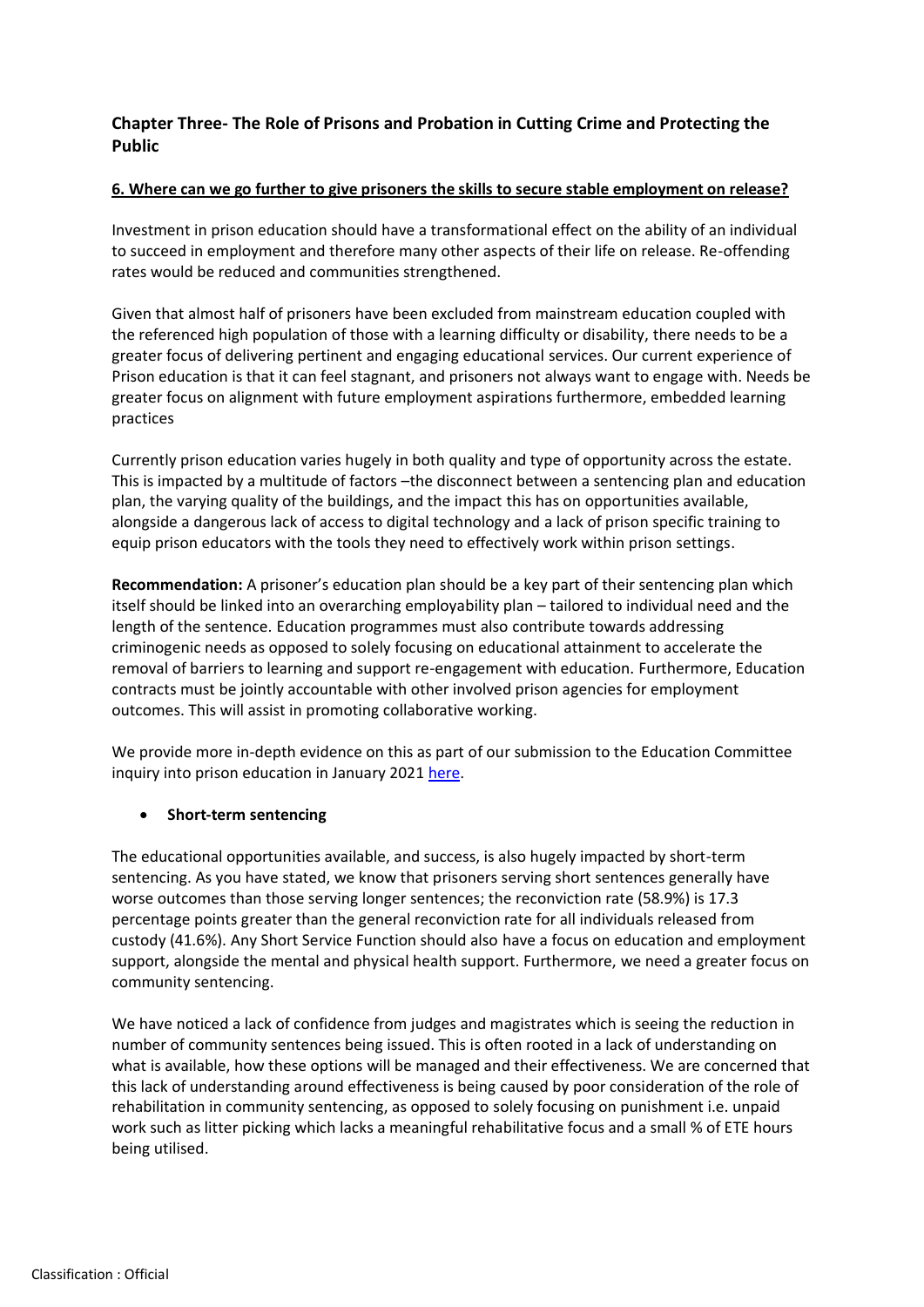## Chapter Three- The Role of Prisons and Probation in Cutting Crime and Protecting the Public

**6. Where can we go further to give prisoners the skills to secure stable employment on release?**

Investment in prison education should have a transformational effect on the ability of an individual to succeed in employment and therefore many other aspects of their life on release. Re-offending rates would be reduced and communities strengthened.

Given that almost half of prisoners have been excluded from mainstream education coupled with the referenced high population of those with a learning difficulty or disability, there needs to be a greater focus of delivering pertinent and engaging educational services. Our current experience of Prison education is that it can feel stagnant, and prisoners not always want to engage with. Needs be greater focus on alignment with future employment aspirations furthermore, embedded learning practices

Currently prison education varies hugely in both quality and type of opportunity across the estate. This is impacted by a multitude of factors –the disconnect between a sentencing plan and education plan, the varying quality of the buildings, and the impact this has on opportunities available, alongside a dangerous lack of access to digital technology and a lack of prison specific training to equip prison educators with the tools they need to effectively work within prison settings.

**Recommendation:** A prisoner's education plan should be a key part of their sentencing plan which itself should be linked into an overarching employability plan – tailored to individual need and the length of the sentence. Education programmes must also contribute towards addressing criminogenic needs as opposed to solely focusing on educational attainment to accelerate the removal of barriers to learning and support re-engagement with education. Furthermore, Education contracts must be jointly accountable with other involved prison agencies for employment outcomes. This will assist in promoting collaborative working.

We provide more in-depth evidence on this as part of our submission to the Education Committee inquiry into prison education in January 2021 here.

- **Short-term sentencing**

The educational opportunities available, and success, is also hugely impacted by short-term sentencing. As you have stated, we know that prisoners serving short sentences generally have worse outcomes than those serving longer sentences; the reconviction rate (58.9%) is 17.3 percentage points greater than the general reconviction rate for all individuals released from custody (41.6%). Any Short Service Function should also have a focus on education and employment support, alongside the mental and physical health support. Furthermore, we need a greater focus on community sentencing.

We have noticed a lack of confidence from judges and magistrates which is seeing the reduction in number of community sentences being issued. This is often rooted in a lack of understanding on what is available, how these options will be managed and their effectiveness. We are concerned that this lack of understanding around effectiveness is being caused by poor consideration of the role of rehabilitation in community sentencing, as opposed to solely focusing on punishment i.e. unpaid work such as litter picking which lacks a meaningful rehabilitative focus and a small % of ETE hours being utilised.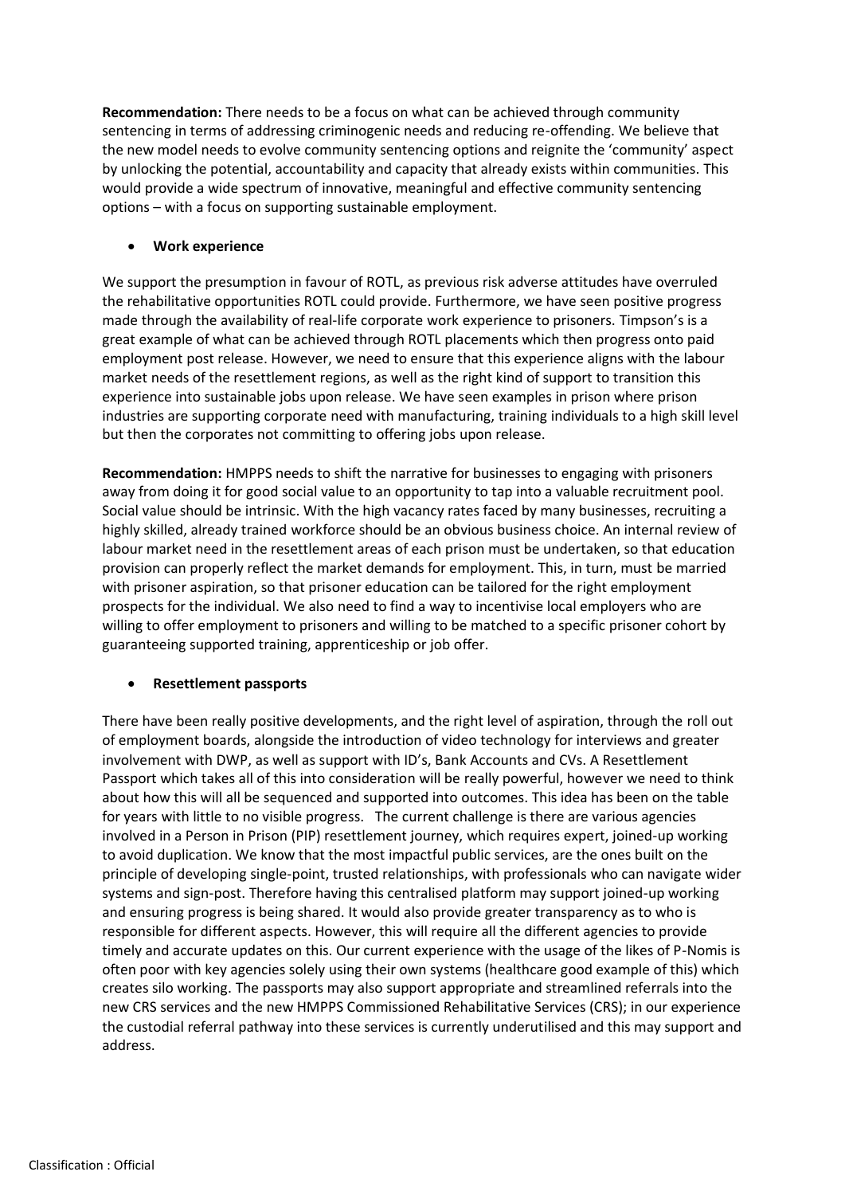**Recommendation:** There needs to be a focus on what can be achieved through community sentencing in terms of addressing criminogenic needs and reducing re-offending. We believe that the new model needs to evolve community sentencing options and reignite the 'community' aspect by unlocking the potential, accountability and capacity that already exists within communities. This would provide a wide spectrum of innovative, meaningful and effective community sentencing options – with a focus on supporting sustainable employment.

- **Work experience**

We support the presumption in favour of ROTL, as previous risk adverse attitudes have overruled the rehabilitative opportunities ROTL could provide. Furthermore, we have seen positive progress made through the availability of real-life corporate work experience to prisoners. Timpson's is a great example of what can be achieved through ROTL placements which then progress onto paid employment post release. However, we need to ensure that this experience aligns with the labour market needs of the resettlement regions, as well as the right kind of support to transition this experience into sustainable jobs upon release. We have seen examples in prison where prison industries are supporting corporate need with manufacturing, training individuals to a high skill level but then the corporates not committing to offering jobs upon release.

**Recommendation:** HMPPS needs to shift the narrative for businesses to engaging with prisoners away from doing it for good social value to an opportunity to tap into a valuable recruitment pool. Social value should be intrinsic. With the high vacancy rates faced by many businesses, recruiting a highly skilled, already trained workforce should be an obvious business choice. An internal review of labour market need in the resettlement areas of each prison must be undertaken, so that education provision can properly reflect the market demands for employment. This, in turn, must be married with prisoner aspiration, so that prisoner education can be tailored for the right employment prospects for the individual. We also need to find a way to incentivise local employers who are willing to offer employment to prisoners and willing to be matched to a specific prisoner cohort by guaranteeing supported training, apprenticeship or job offer.

- **Resettlement passports**

There have been really positive developments, and the right level of aspiration, through the roll out of employment boards, alongside the introduction of video technology for interviews and greater involvement with DWP, as well as support with ID's, Bank Accounts and CVs. A Resettlement Passport which takes all of this into consideration will be really powerful, however we need to think about how this will all be sequenced and supported into outcomes. This idea has been on the table for years with little to no visible progress. The current challenge is there are various agencies involved in a Person in Prison (PIP) resettlement journey, which requires expert, joined-up working to avoid duplication. We know that the most impactful public services, are the ones built on the principle of developing single-point, trusted relationships, with professionals who can navigate wider systems and sign-post. Therefore having this centralised platform may support joined-up working and ensuring progress is being shared. It would also provide greater transparency as to who is responsible for different aspects. However, this will require all the different agencies to provide timely and accurate updates on this. Our current experience with the usage of the likes of P-Nomis is often poor with key agencies solely using their own systems (healthcare good example of this) which creates silo working. The passports may also support appropriate and streamlined referrals into the new CRS services and the new HMPPS Commissioned Rehabilitative Services (CRS); in our experience the custodial referral pathway into these services is currently underutilised and this may support and address.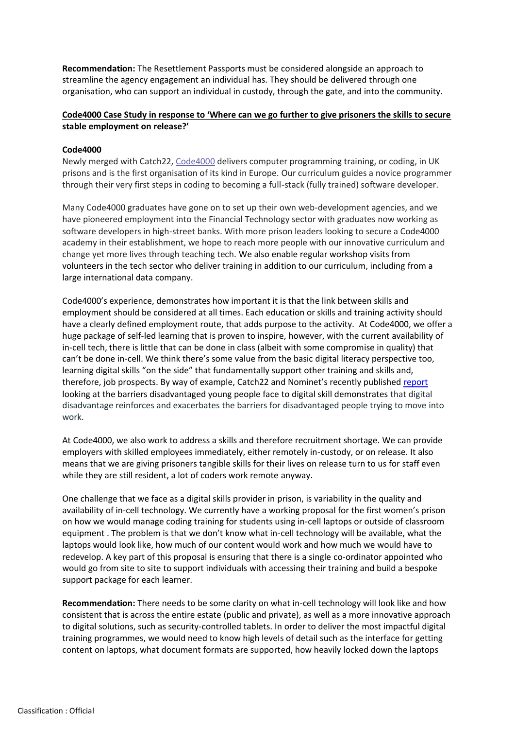**Recommendation:** The Resettlement Passports must be considered alongside an approach to streamline the agency engagement an individual has. They should be delivered through one organisation, who can support an individual in custody, through the gate, and into the community.

**Code4000 Case Study in response to 'Where can we go further to give prisoners the skills to secure stable employment on release?'**

**Code4000**

Newly merged with Catch22, Code4000 delivers computer programming training, or coding, in UK prisons and is the first organisation of its kind in Europe. Our curriculum guides a novice programmer through their very first steps in coding to becoming a full-stack (fully trained) software developer.

Many Code4000 graduates have gone on to set up their own web-development agencies, and we have pioneered employment into the Financial Technology sector with graduates now working as software developers in high-street banks. With more prison leaders looking to secure a Code4000 academy in their establishment, we hope to reach more people with our innovative curriculum and change yet more lives through teaching tech. We also enable regular workshop visits from volunteers in the tech sector who deliver training in addition to our curriculum, including from a large international data company.

Code4000's experience, demonstrates how important it is that the link between skills and employment should be considered at all times. Each education or skills and training activity should have a clearly defined employment route, that adds purpose to the activity. At Code4000, we offer a huge package of self-led learning that is proven to inspire, however, with the current availability of in-cell tech, there is little that can be done in class (albeit with some compromise in quality) that can't be done in-cell. We think there's some value from the basic digital literacy perspective too, learning digital skills "on the side" that fundamentally support other training and skills and, therefore, job prospects. By way of example, Catch22 and Nominet's recently published report looking at the barriers disadvantaged young people face to digital skill demonstrates that digital disadvantage reinforces and exacerbates the barriers for disadvantaged people trying to move into work.

At Code4000, we also work to address a skills and therefore recruitment shortage. We can provide employers with skilled employees immediately, either remotely in-custody, or on release. It also means that we are giving prisoners tangible skills for their lives on release turn to us for staff even while they are still resident, a lot of coders work remote anyway.

One challenge that we face as a digital skills provider in prison, is variability in the quality and availability of in-cell technology. We currently have a working proposal for the first women's prison on how we would manage coding training for students using in-cell laptops or outside of classroom equipment . The problem is that we don't know what in-cell technology will be available, what the laptops would look like, how much of our content would work and how much we would have to redevelop. A key part of this proposal is ensuring that there is a single co-ordinator appointed who would go from site to site to support individuals with accessing their training and build a bespoke support package for each learner.

**Recommendation:** There needs to be some clarity on what in-cell technology will look like and how consistent that is across the entire estate (public and private), as well as a more innovative approach to digital solutions, such as security-controlled tablets. In order to deliver the most impactful digital training programmes, we would need to know high levels of detail such as the interface for getting content on laptops, what document formats are supported, how heavily locked down the laptops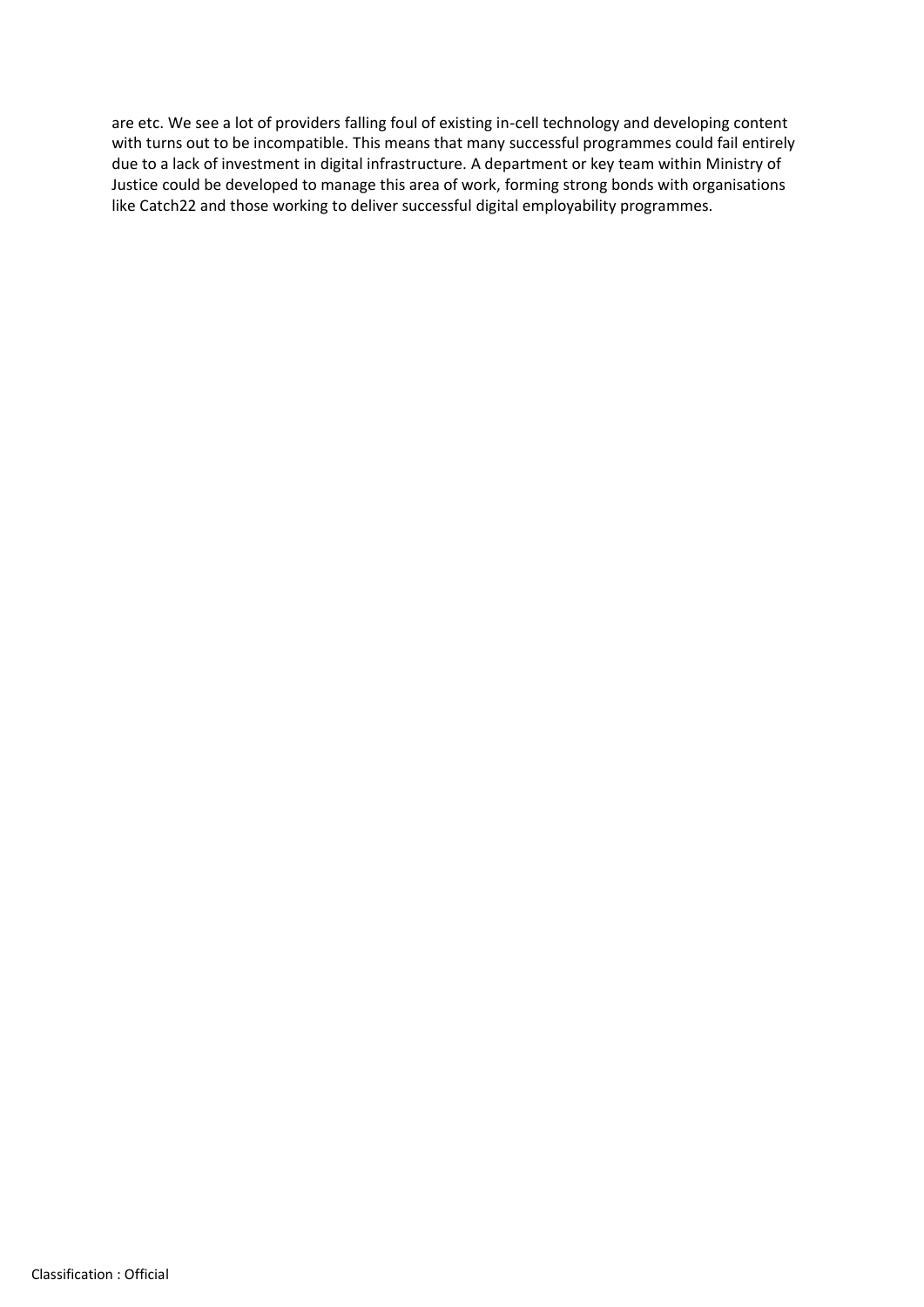are etc. We see a lot of providers falling foul of existing in-cell technology and developing content with turns out to be incompatible. This means that many successful programmes could fail entirely due to a lack of investment in digital infrastructure. A department or key team within Ministry of Justice could be developed to manage this area of work, forming strong bonds with organisations like Catch22 and those working to deliver successful digital employability programmes.